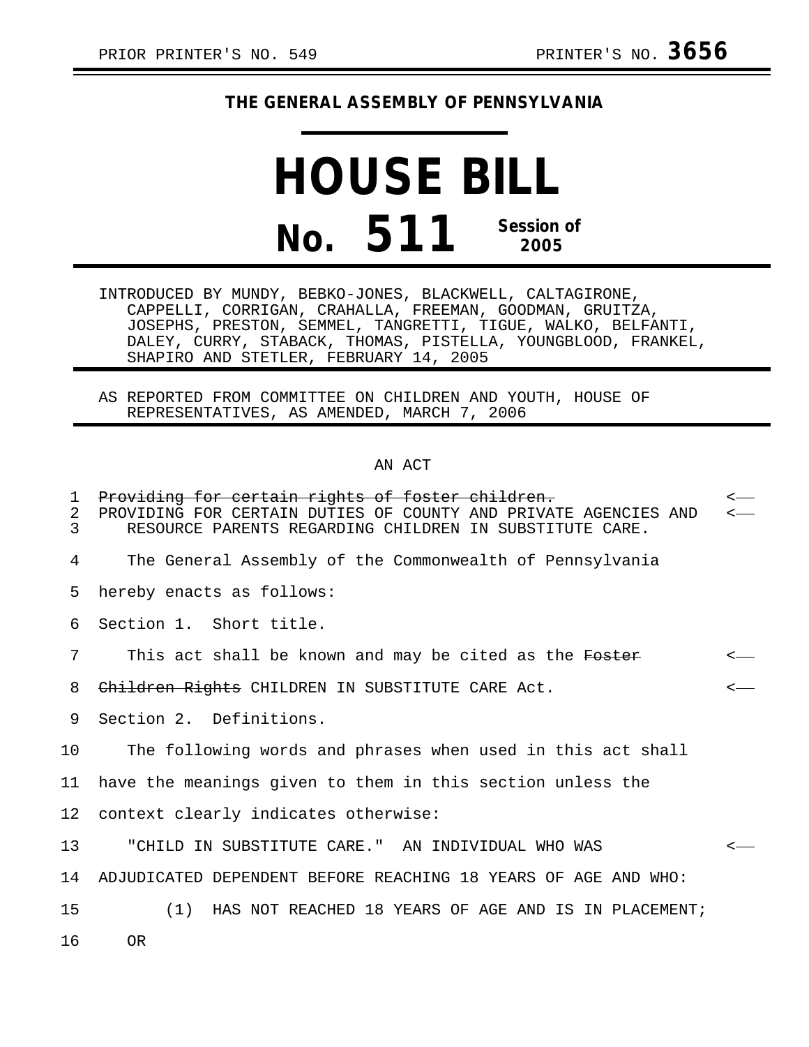PRIOR PRINTER'S NO. 549 PRINTER'S NO. **3656**

**THE GENERAL ASSEMBLY OF PENNSYLVANIA**

# HOUSE BILL

# No. 511 Session of 2005

INTRODUCED BY MUNDY, BEBKO-JONES, BLACKWELL, CALTAGIRONE, CAPPELLI, CORRIGAN, CRAHALLA, FREEMAN, GOODMAN, GRUITZA, JOSEPHS, PRESTON, SEMMEL, TANGRETTI, TIGUE, WALKO, BELFANTI, DALEY, CURRY, STABACK, THOMAS, PISTELLA, YOUNGBLOOD, FRANKEL, SHAPIRO AND STETLER, FEBRUARY 14, 2005

AS REPORTED FROM COMMITTEE ON CHILDREN AND YOUTH, HOUSE OF REPRESENTATIVES, AS AMENDED, MARCH 7, 2006

AN ACT

~~Providing for certain rights of foster children.~~
PROVIDING FOR CERTAIN DUTIES OF COUNTY AND PRIVATE AGENCIES AND RESOURCE PARENTS REGARDING CHILDREN IN SUBSTITUTE CARE.

The General Assembly of the Commonwealth of Pennsylvania hereby enacts as follows:

Section 1. Short title.

This act shall be known and may be cited as the ~~Foster Children Rights~~ CHILDREN IN SUBSTITUTE CARE Act.

Section 2. Definitions.

The following words and phrases when used in this act shall have the meanings given to them in this section unless the context clearly indicates otherwise:

"CHILD IN SUBSTITUTE CARE." AN INDIVIDUAL WHO WAS ADJUDICATED DEPENDENT BEFORE REACHING 18 YEARS OF AGE AND WHO:

(1) HAS NOT REACHED 18 YEARS OF AGE AND IS IN PLACEMENT; OR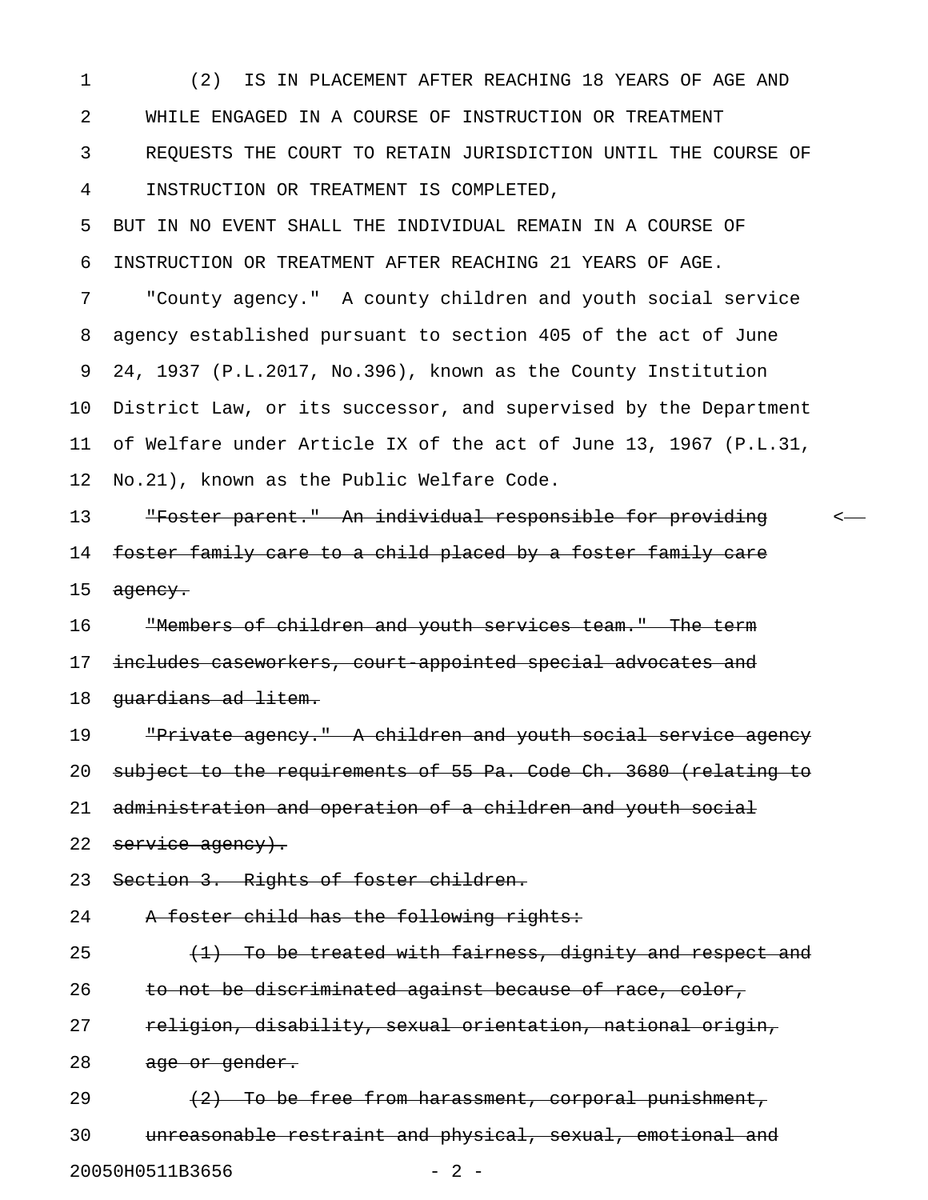(2) IS IN PLACEMENT AFTER REACHING 18 YEARS OF AGE AND WHILE ENGAGED IN A COURSE OF INSTRUCTION OR TREATMENT REQUESTS THE COURT TO RETAIN JURISDICTION UNTIL THE COURSE OF INSTRUCTION OR TREATMENT IS COMPLETED,

BUT IN NO EVENT SHALL THE INDIVIDUAL REMAIN IN A COURSE OF INSTRUCTION OR TREATMENT AFTER REACHING 21 YEARS OF AGE.

"County agency." A county children and youth social service agency established pursuant to section 405 of the act of June 24, 1937 (P.L.2017, No.396), known as the County Institution District Law, or its successor, and supervised by the Department of Welfare under Article IX of the act of June 13, 1967 (P.L.31, No.21), known as the Public Welfare Code.

~~"Foster parent." An individual responsible for providing foster family care to a child placed by a foster family care agency.~~

~~"Members of children and youth services team." The term includes caseworkers, court-appointed special advocates and guardians ad litem.~~

~~"Private agency." A children and youth social service agency subject to the requirements of 55 Pa. Code Ch. 3680 (relating to administration and operation of a children and youth social service agency).~~

~~Section 3. Rights of foster children.~~

~~A foster child has the following rights:~~

~~(1) To be treated with fairness, dignity and respect and to not be discriminated against because of race, color, religion, disability, sexual orientation, national origin, age or gender.~~

~~(2) To be free from harassment, corporal punishment, unreasonable restraint and physical, sexual, emotional and~~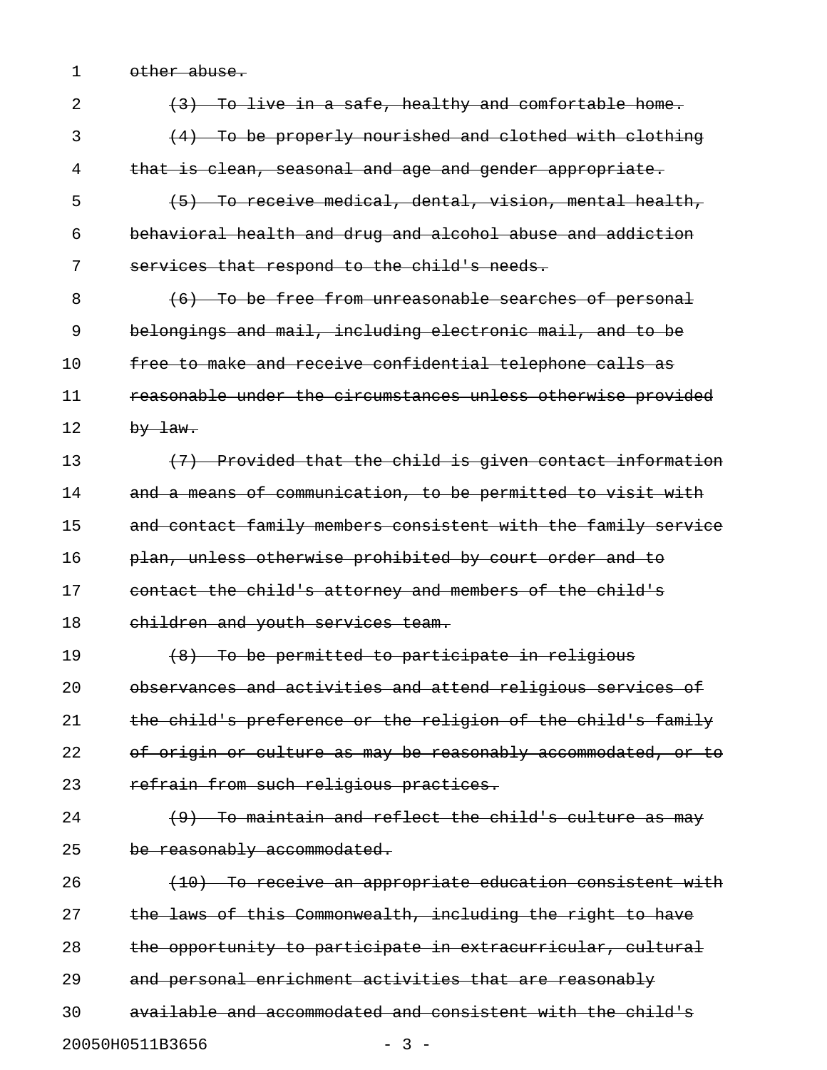~~other abuse.~~

~~(3) To live in a safe, healthy and comfortable home.~~

~~(4) To be properly nourished and clothed with clothing that is clean, seasonal and age and gender appropriate.~~

~~(5) To receive medical, dental, vision, mental health, behavioral health and drug and alcohol abuse and addiction services that respond to the child's needs.~~

~~(6) To be free from unreasonable searches of personal belongings and mail, including electronic mail, and to be free to make and receive confidential telephone calls as reasonable under the circumstances unless otherwise provided by law.~~

~~(7) Provided that the child is given contact information and a means of communication, to be permitted to visit with and contact family members consistent with the family service plan, unless otherwise prohibited by court order and to contact the child's attorney and members of the child's children and youth services team.~~

~~(8) To be permitted to participate in religious observances and activities and attend religious services of the child's preference or the religion of the child's family of origin or culture as may be reasonably accommodated, or to refrain from such religious practices.~~

~~(9) To maintain and reflect the child's culture as may be reasonably accommodated.~~

~~(10) To receive an appropriate education consistent with the laws of this Commonwealth, including the right to have the opportunity to participate in extracurricular, cultural and personal enrichment activities that are reasonably available and accommodated and consistent with the child's~~

20050H0511B3656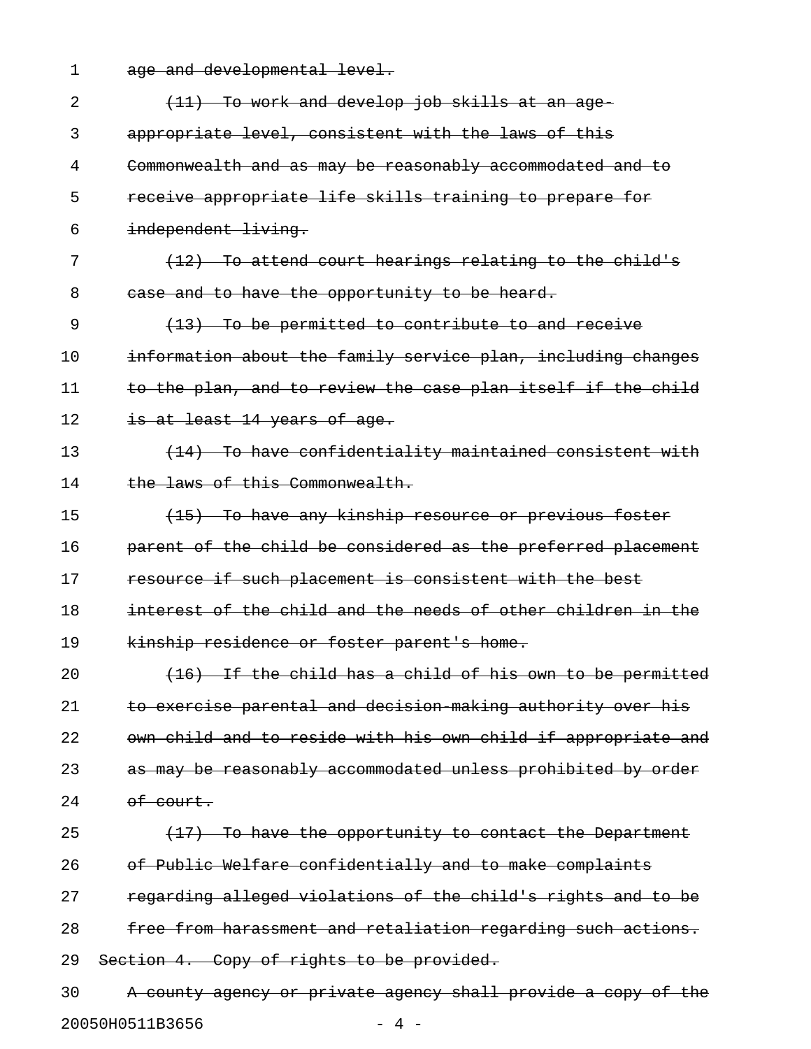~~age and developmental level.~~

~~(11) To work and develop job skills at an age-appropriate level, consistent with the laws of this Commonwealth and as may be reasonably accommodated and to receive appropriate life skills training to prepare for independent living.~~

~~(12) To attend court hearings relating to the child's case and to have the opportunity to be heard.~~

~~(13) To be permitted to contribute to and receive information about the family service plan, including changes to the plan, and to review the case plan itself if the child is at least 14 years of age.~~

~~(14) To have confidentiality maintained consistent with the laws of this Commonwealth.~~

~~(15) To have any kinship resource or previous foster parent of the child be considered as the preferred placement resource if such placement is consistent with the best interest of the child and the needs of other children in the kinship residence or foster parent's home.~~

~~(16) If the child has a child of his own to be permitted to exercise parental and decision-making authority over his own child and to reside with his own child if appropriate and as may be reasonably accommodated unless prohibited by order of court.~~

~~(17) To have the opportunity to contact the Department of Public Welfare confidentially and to make complaints regarding alleged violations of the child's rights and to be free from harassment and retaliation regarding such actions.~~

~~Section 4. Copy of rights to be provided.~~

~~A county agency or private agency shall provide a copy of the~~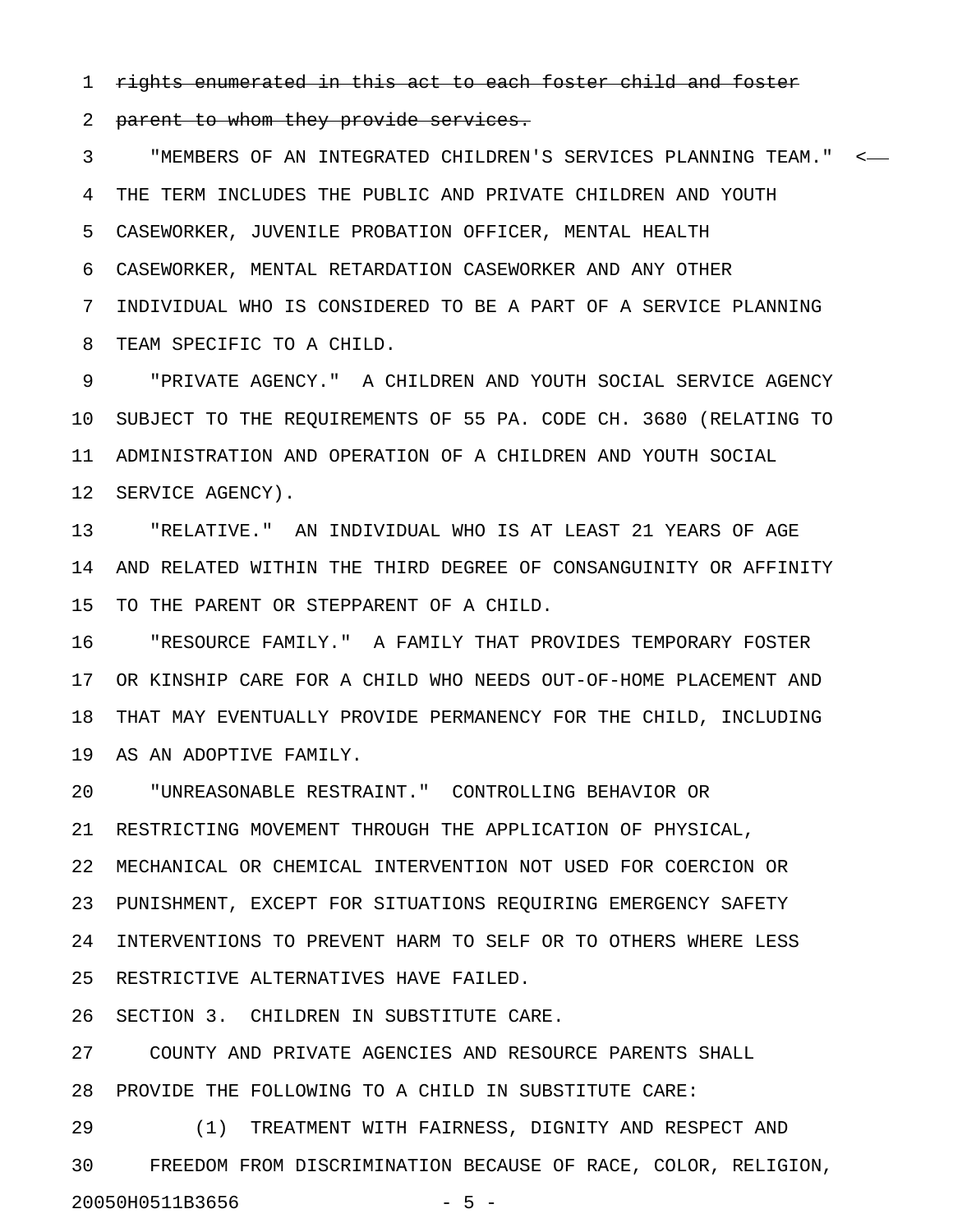~~rights enumerated in this act to each foster child and foster parent to whom they provide services.~~

"MEMBERS OF AN INTEGRATED CHILDREN'S SERVICES PLANNING TEAM." THE TERM INCLUDES THE PUBLIC AND PRIVATE CHILDREN AND YOUTH CASEWORKER, JUVENILE PROBATION OFFICER, MENTAL HEALTH CASEWORKER, MENTAL RETARDATION CASEWORKER AND ANY OTHER INDIVIDUAL WHO IS CONSIDERED TO BE A PART OF A SERVICE PLANNING TEAM SPECIFIC TO A CHILD.

"PRIVATE AGENCY." A CHILDREN AND YOUTH SOCIAL SERVICE AGENCY SUBJECT TO THE REQUIREMENTS OF 55 PA. CODE CH. 3680 (RELATING TO ADMINISTRATION AND OPERATION OF A CHILDREN AND YOUTH SOCIAL SERVICE AGENCY).

"RELATIVE." AN INDIVIDUAL WHO IS AT LEAST 21 YEARS OF AGE AND RELATED WITHIN THE THIRD DEGREE OF CONSANGUINITY OR AFFINITY TO THE PARENT OR STEPPARENT OF A CHILD.

"RESOURCE FAMILY." A FAMILY THAT PROVIDES TEMPORARY FOSTER OR KINSHIP CARE FOR A CHILD WHO NEEDS OUT-OF-HOME PLACEMENT AND THAT MAY EVENTUALLY PROVIDE PERMANENCY FOR THE CHILD, INCLUDING AS AN ADOPTIVE FAMILY.

"UNREASONABLE RESTRAINT." CONTROLLING BEHAVIOR OR RESTRICTING MOVEMENT THROUGH THE APPLICATION OF PHYSICAL, MECHANICAL OR CHEMICAL INTERVENTION NOT USED FOR COERCION OR PUNISHMENT, EXCEPT FOR SITUATIONS REQUIRING EMERGENCY SAFETY INTERVENTIONS TO PREVENT HARM TO SELF OR TO OTHERS WHERE LESS RESTRICTIVE ALTERNATIVES HAVE FAILED.

SECTION 3. CHILDREN IN SUBSTITUTE CARE.

COUNTY AND PRIVATE AGENCIES AND RESOURCE PARENTS SHALL PROVIDE THE FOLLOWING TO A CHILD IN SUBSTITUTE CARE:

(1) TREATMENT WITH FAIRNESS, DIGNITY AND RESPECT AND FREEDOM FROM DISCRIMINATION BECAUSE OF RACE, COLOR, RELIGION,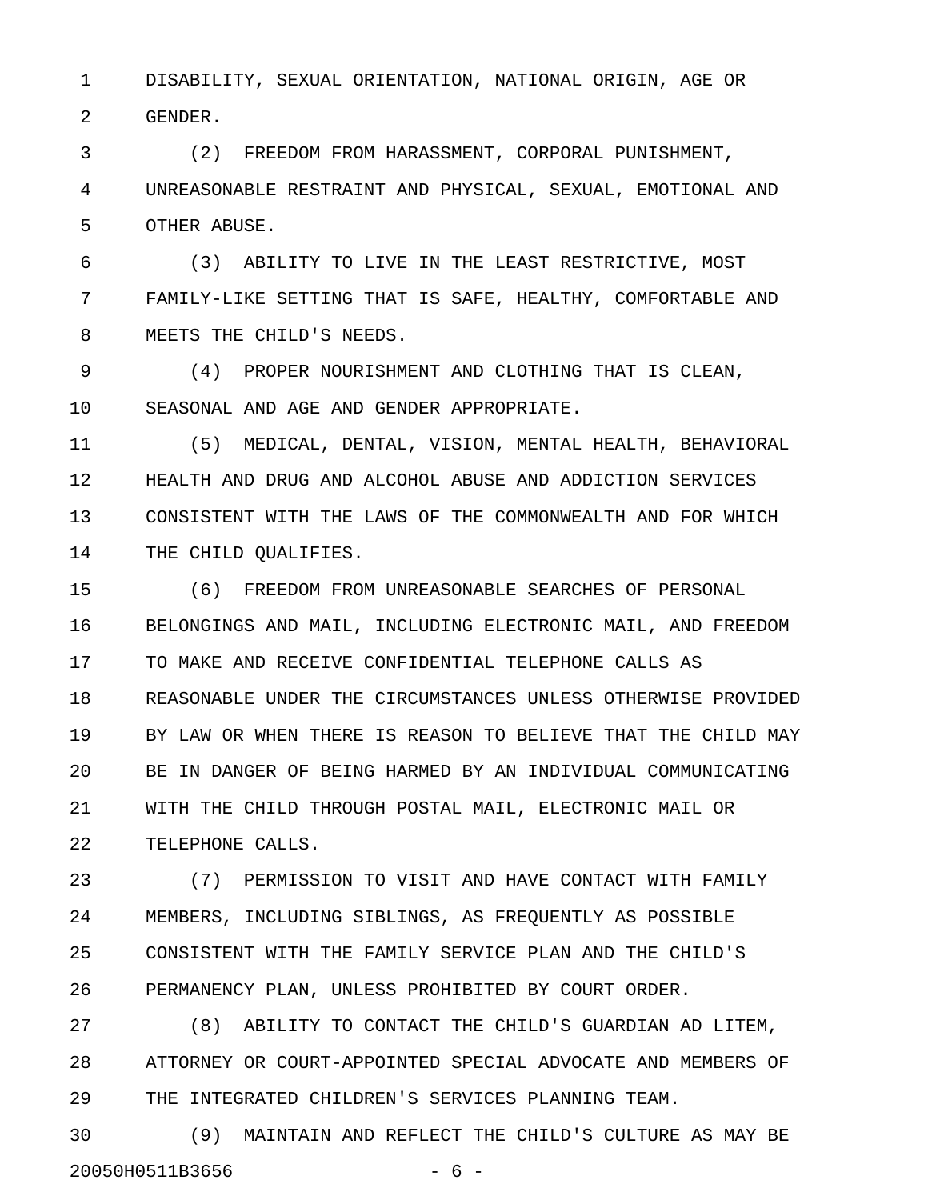DISABILITY, SEXUAL ORIENTATION, NATIONAL ORIGIN, AGE OR GENDER.

(2) FREEDOM FROM HARASSMENT, CORPORAL PUNISHMENT, UNREASONABLE RESTRAINT AND PHYSICAL, SEXUAL, EMOTIONAL AND OTHER ABUSE.

(3) ABILITY TO LIVE IN THE LEAST RESTRICTIVE, MOST FAMILY-LIKE SETTING THAT IS SAFE, HEALTHY, COMFORTABLE AND MEETS THE CHILD'S NEEDS.

(4) PROPER NOURISHMENT AND CLOTHING THAT IS CLEAN, SEASONAL AND AGE AND GENDER APPROPRIATE.

(5) MEDICAL, DENTAL, VISION, MENTAL HEALTH, BEHAVIORAL HEALTH AND DRUG AND ALCOHOL ABUSE AND ADDICTION SERVICES CONSISTENT WITH THE LAWS OF THE COMMONWEALTH AND FOR WHICH THE CHILD QUALIFIES.

(6) FREEDOM FROM UNREASONABLE SEARCHES OF PERSONAL BELONGINGS AND MAIL, INCLUDING ELECTRONIC MAIL, AND FREEDOM TO MAKE AND RECEIVE CONFIDENTIAL TELEPHONE CALLS AS REASONABLE UNDER THE CIRCUMSTANCES UNLESS OTHERWISE PROVIDED BY LAW OR WHEN THERE IS REASON TO BELIEVE THAT THE CHILD MAY BE IN DANGER OF BEING HARMED BY AN INDIVIDUAL COMMUNICATING WITH THE CHILD THROUGH POSTAL MAIL, ELECTRONIC MAIL OR TELEPHONE CALLS.

(7) PERMISSION TO VISIT AND HAVE CONTACT WITH FAMILY MEMBERS, INCLUDING SIBLINGS, AS FREQUENTLY AS POSSIBLE CONSISTENT WITH THE FAMILY SERVICE PLAN AND THE CHILD'S PERMANENCY PLAN, UNLESS PROHIBITED BY COURT ORDER.

(8) ABILITY TO CONTACT THE CHILD'S GUARDIAN AD LITEM, ATTORNEY OR COURT-APPOINTED SPECIAL ADVOCATE AND MEMBERS OF THE INTEGRATED CHILDREN'S SERVICES PLANNING TEAM.

(9) MAINTAIN AND REFLECT THE CHILD'S CULTURE AS MAY BE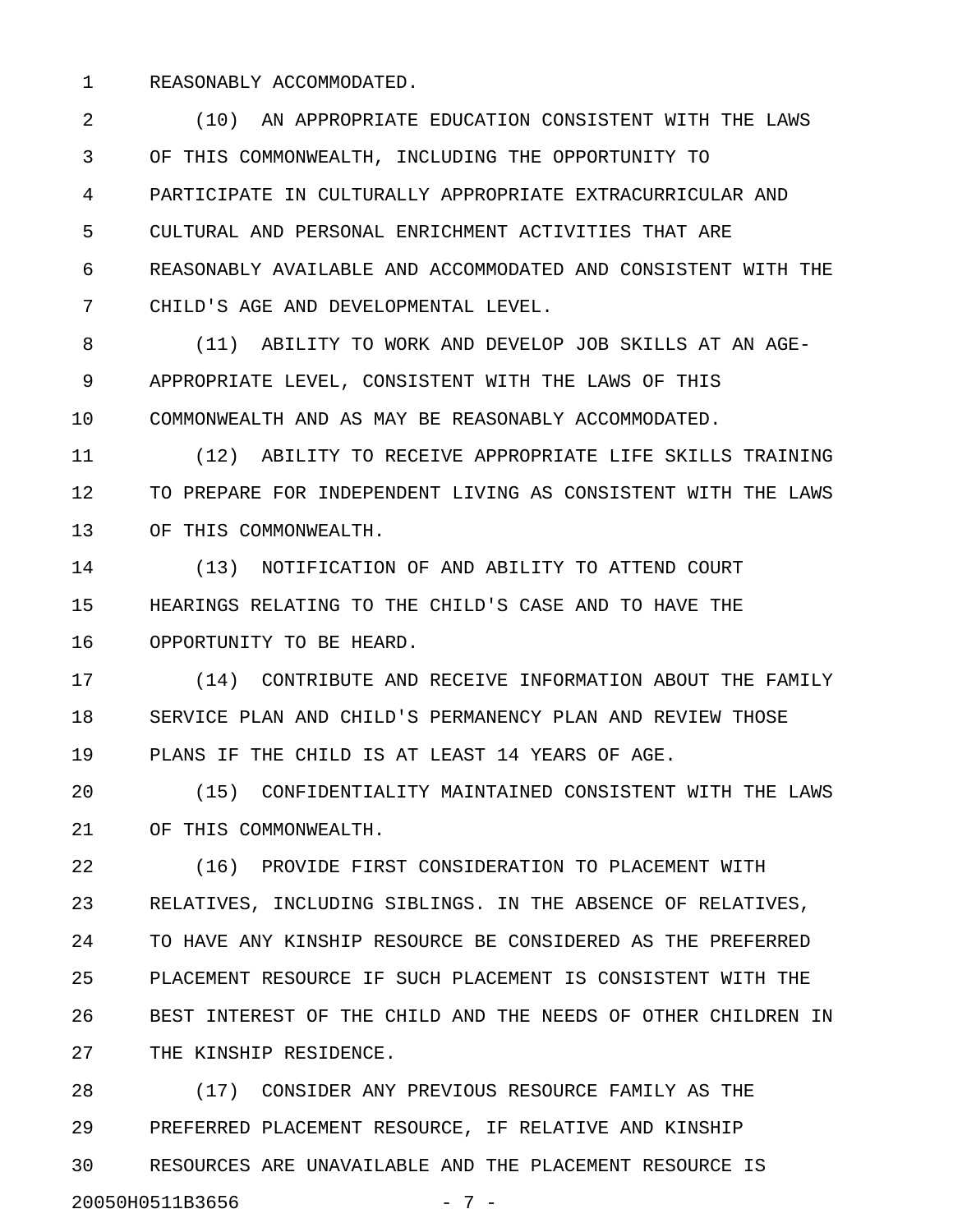REASONABLY ACCOMMODATED.

(10) AN APPROPRIATE EDUCATION CONSISTENT WITH THE LAWS OF THIS COMMONWEALTH, INCLUDING THE OPPORTUNITY TO PARTICIPATE IN CULTURALLY APPROPRIATE EXTRACURRICULAR AND CULTURAL AND PERSONAL ENRICHMENT ACTIVITIES THAT ARE REASONABLY AVAILABLE AND ACCOMMODATED AND CONSISTENT WITH THE CHILD'S AGE AND DEVELOPMENTAL LEVEL.

(11) ABILITY TO WORK AND DEVELOP JOB SKILLS AT AN AGE-APPROPRIATE LEVEL, CONSISTENT WITH THE LAWS OF THIS COMMONWEALTH AND AS MAY BE REASONABLY ACCOMMODATED.

(12) ABILITY TO RECEIVE APPROPRIATE LIFE SKILLS TRAINING TO PREPARE FOR INDEPENDENT LIVING AS CONSISTENT WITH THE LAWS OF THIS COMMONWEALTH.

(13) NOTIFICATION OF AND ABILITY TO ATTEND COURT HEARINGS RELATING TO THE CHILD'S CASE AND TO HAVE THE OPPORTUNITY TO BE HEARD.

(14) CONTRIBUTE AND RECEIVE INFORMATION ABOUT THE FAMILY SERVICE PLAN AND CHILD'S PERMANENCY PLAN AND REVIEW THOSE PLANS IF THE CHILD IS AT LEAST 14 YEARS OF AGE.

(15) CONFIDENTIALITY MAINTAINED CONSISTENT WITH THE LAWS OF THIS COMMONWEALTH.

(16) PROVIDE FIRST CONSIDERATION TO PLACEMENT WITH RELATIVES, INCLUDING SIBLINGS. IN THE ABSENCE OF RELATIVES, TO HAVE ANY KINSHIP RESOURCE BE CONSIDERED AS THE PREFERRED PLACEMENT RESOURCE IF SUCH PLACEMENT IS CONSISTENT WITH THE BEST INTEREST OF THE CHILD AND THE NEEDS OF OTHER CHILDREN IN THE KINSHIP RESIDENCE.

(17) CONSIDER ANY PREVIOUS RESOURCE FAMILY AS THE PREFERRED PLACEMENT RESOURCE, IF RELATIVE AND KINSHIP RESOURCES ARE UNAVAILABLE AND THE PLACEMENT RESOURCE IS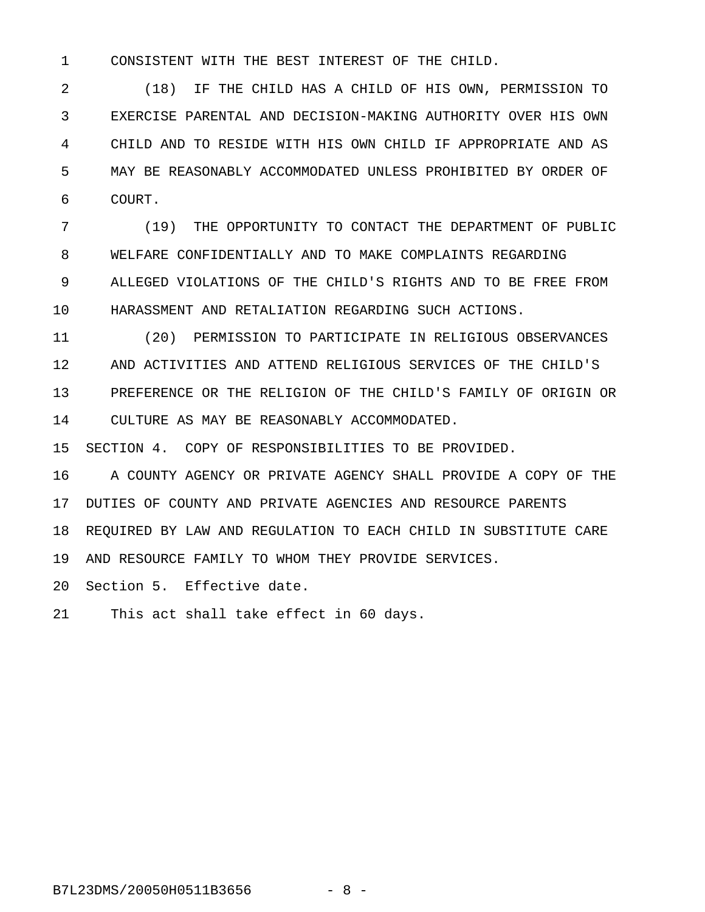CONSISTENT WITH THE BEST INTEREST OF THE CHILD.

(18) IF THE CHILD HAS A CHILD OF HIS OWN, PERMISSION TO EXERCISE PARENTAL AND DECISION-MAKING AUTHORITY OVER HIS OWN CHILD AND TO RESIDE WITH HIS OWN CHILD IF APPROPRIATE AND AS MAY BE REASONABLY ACCOMMODATED UNLESS PROHIBITED BY ORDER OF COURT.

(19) THE OPPORTUNITY TO CONTACT THE DEPARTMENT OF PUBLIC WELFARE CONFIDENTIALLY AND TO MAKE COMPLAINTS REGARDING ALLEGED VIOLATIONS OF THE CHILD'S RIGHTS AND TO BE FREE FROM HARASSMENT AND RETALIATION REGARDING SUCH ACTIONS.

(20) PERMISSION TO PARTICIPATE IN RELIGIOUS OBSERVANCES AND ACTIVITIES AND ATTEND RELIGIOUS SERVICES OF THE CHILD'S PREFERENCE OR THE RELIGION OF THE CHILD'S FAMILY OF ORIGIN OR CULTURE AS MAY BE REASONABLY ACCOMMODATED.

SECTION 4. COPY OF RESPONSIBILITIES TO BE PROVIDED.

A COUNTY AGENCY OR PRIVATE AGENCY SHALL PROVIDE A COPY OF THE DUTIES OF COUNTY AND PRIVATE AGENCIES AND RESOURCE PARENTS REQUIRED BY LAW AND REGULATION TO EACH CHILD IN SUBSTITUTE CARE AND RESOURCE FAMILY TO WHOM THEY PROVIDE SERVICES.

Section 5. Effective date.

This act shall take effect in 60 days.